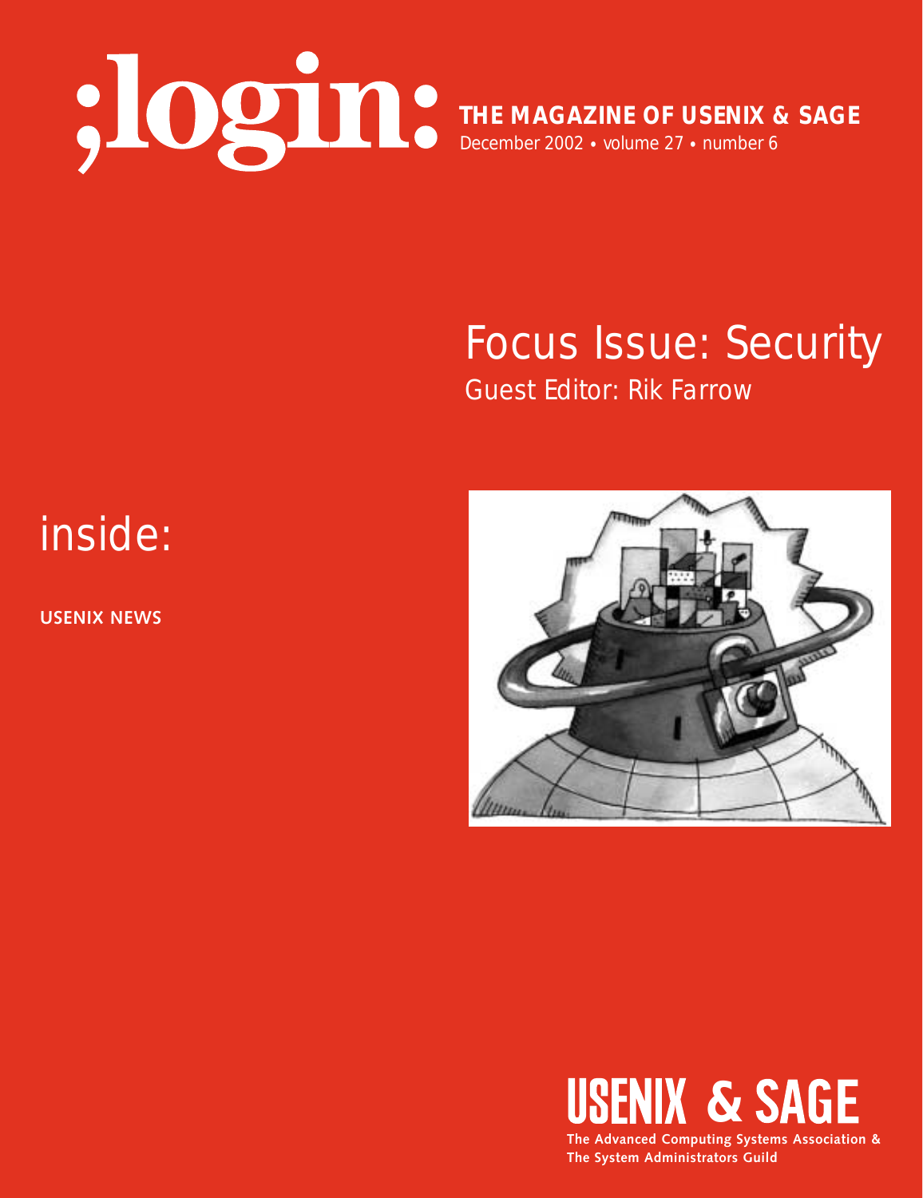# ;login:

**THE MAGAZINE OF USENIX & SAGE**

December 2002 • volume 27 • number 6

## Focus Issue: Security

Guest Editor: Rik Farrow

## inside:

**USENIX NEWS**

**USENIX & SAGE**

**The Advanced Computing Systems Association & The System Administrators Guild**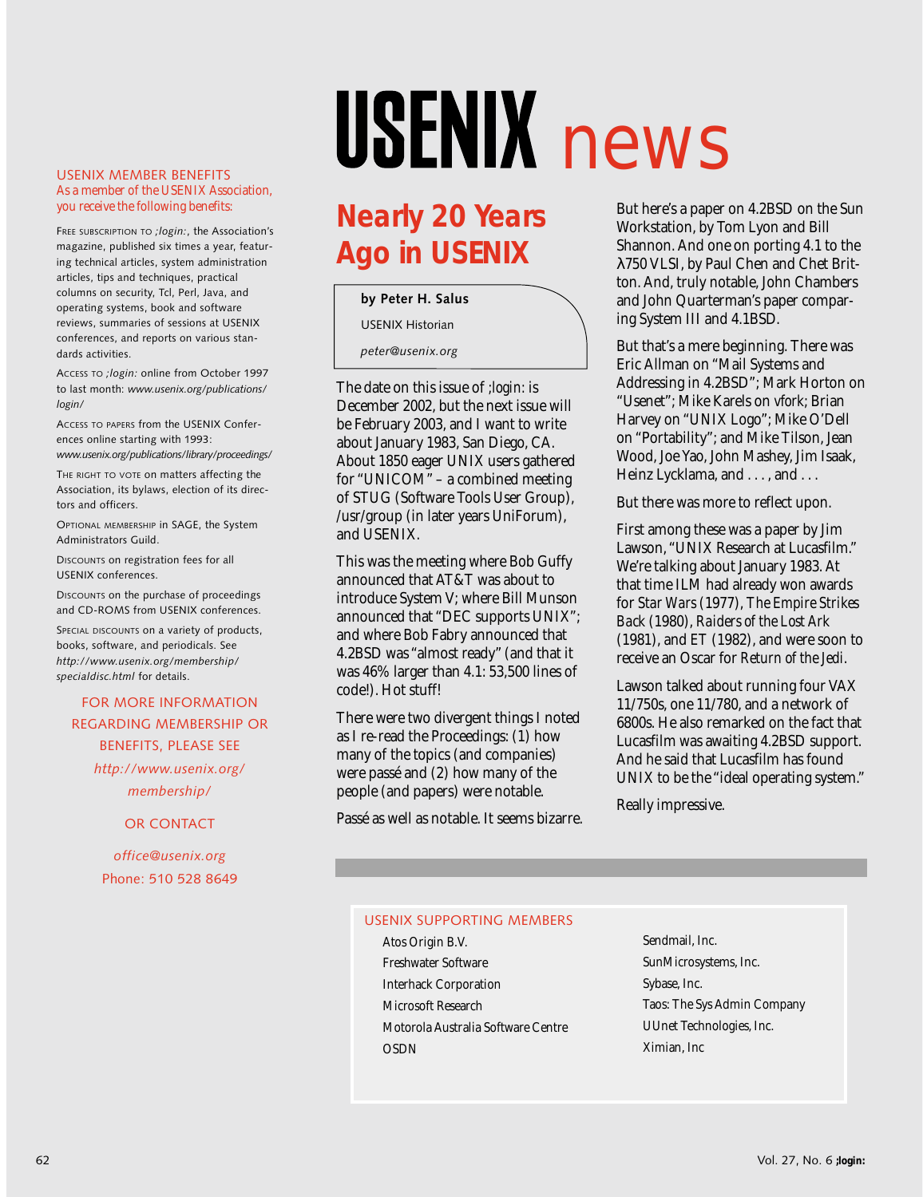# USENIX news

## USENIX MEMBER BENEFITS

*As a member of the USENIX Association, you receive the following benefits:*

FREE SUBSCRIPTION TO *;login:*, the Association's magazine, published six times a year, featuring technical articles, system administration articles, tips and techniques, practical columns on security, Tcl, Perl, Java, and operating systems, book and software reviews, summaries of sessions at USENIX conferences, and reports on various standards activities.

ACCESS TO *;login:* online from October 1997 to last month: *www.usenix.org/publications/login/*

ACCESS TO PAPERS from the USENIX Conferences online starting with 1993: *www.usenix.org/publications/library/proceedings/*

THE RIGHT TO VOTE on matters affecting the Association, its bylaws, election of its directors and officers.

OPTIONAL MEMBERSHIP in SAGE, the System Administrators Guild.

DISCOUNTS on registration fees for all USENIX conferences.

DISCOUNTS on the purchase of proceedings and CD-ROMS from USENIX conferences.

SPECIAL DISCOUNTS on a variety of products, books, software, and periodicals. See *http://www.usenix.org/membership/specialdisc.html* for details.

FOR MORE INFORMATION REGARDING MEMBERSHIP OR BENEFITS, PLEASE SEE *http://www.usenix.org/membership/*

OR CONTACT

*office@usenix.org*
Phone: 510 528 8649

## Nearly 20 Years Ago in USENIX

**by Peter H. Salus**

USENIX Historian

*peter@usenix.org*

The date on this issue of ;login: is December 2002, but the next issue will be February 2003, and I want to write about January 1983, San Diego, CA. About 1850 eager UNIX users gathered for "UNICOM" – a combined meeting of STUG (Software Tools User Group), /usr/group (in later years UniForum), and USENIX.

This was the meeting where Bob Guffy announced that AT&T was about to introduce System V; where Bill Munson announced that "DEC supports UNIX"; and where Bob Fabry announced that 4.2BSD was "almost ready" (and that it was 46% larger than 4.1: 53,500 lines of code!). Hot stuff!

There were two divergent things I noted as I re-read the Proceedings: (1) how many of the topics (and companies) were passé and (2) how many of the people (and papers) were notable.

Passé as well as notable. It seems bizarre.

But here's a paper on 4.2BSD on the Sun Workstation, by Tom Lyon and Bill Shannon. And one on porting 4.1 to the λ750 VLSI, by Paul Chen and Chet Britton. And, truly notable, John Chambers and John Quarterman's paper comparing System III and 4.1BSD.

But that's a mere beginning. There was Eric Allman on "Mail Systems and Addressing in 4.2BSD"; Mark Horton on "Usenet"; Mike Karels on vfork; Brian Harvey on "UNIX Logo"; Mike O'Dell on "Portability"; and Mike Tilson, Jean Wood, Joe Yao, John Mashey, Jim Isaak, Heinz Lycklama, and . . . , and . . .

But there was more to reflect upon.

First among these was a paper by Jim Lawson, "UNIX Research at Lucasfilm." We're talking about January 1983. At that time ILM had already won awards for *Star Wars* (1977), *The Empire Strikes Back* (1980), *Raiders of the Lost Ark* (1981), and ET (1982), and were soon to receive an Oscar for *Return of the Jedi*.

Lawson talked about running four VAX 11/750s, one 11/780, and a network of 6800s. He also remarked on the fact that Lucasfilm was awaiting 4.2BSD support. And he said that Lucasfilm has found UNIX to be the "ideal operating system."

Really impressive.

## USENIX SUPPORTING MEMBERS

- Atos Origin B.V.
- Freshwater Software
- Interhack Corporation
- Microsoft Research
- Motorola Australia Software Centre
- OSDN
- Sendmail, Inc.
- SunMicrosystems, Inc.
- Sybase, Inc.
- Taos: The Sys Admin Company
- UUnet Technologies, Inc.
- Ximian, Inc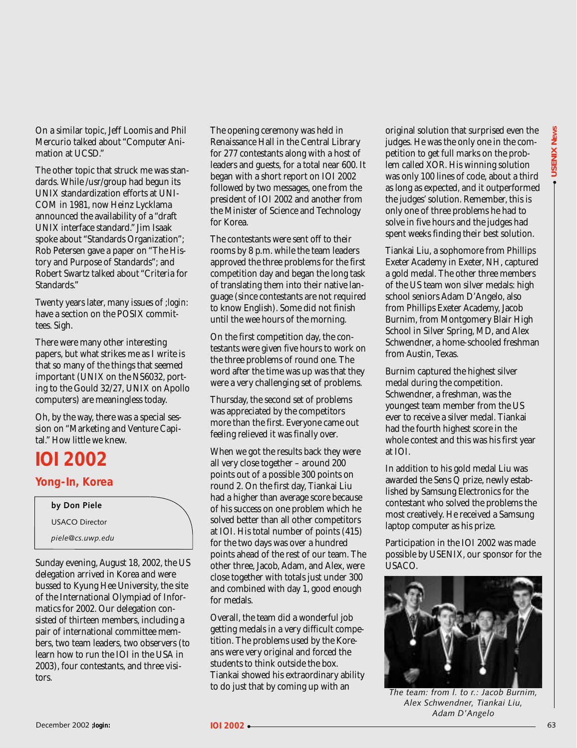On a similar topic, Jeff Loomis and Phil Mercurio talked about "Computer Animation at UCSD."

The other topic that struck me was standards. While /usr/group had begun its UNIX standardization efforts at UNICOM in 1981, now Heinz Lycklama announced the availability of a "draft UNIX interface standard." Jim Isaak spoke about "Standards Organization"; Rob Petersen gave a paper on "The History and Purpose of Standards"; and Robert Swartz talked about "Criteria for Standards."

Twenty years later, many issues of *;login:* have a section on the POSIX committees. Sigh.

There were many other interesting papers, but what strikes me as I write is that so many of the things that seemed important (UNIX on the NS6032, porting to the Gould 32/27, UNIX on Apollo computers) are meaningless today.

Oh, by the way, there was a special session on "Marketing and Venture Capital." How little we knew.

# IOI 2002

## Yong-In, Korea

**by Don Piele**

USACO Director

*piele@cs.uwp.edu*

Sunday evening, August 18, 2002, the US delegation arrived in Korea and were bussed to Kyung Hee University, the site of the International Olympiad of Informatics for 2002. Our delegation consisted of thirteen members, including a pair of international committee members, two team leaders, two observers (to learn how to run the IOI in the USA in 2003), four contestants, and three visitors.

The opening ceremony was held in Renaissance Hall in the Central Library for 277 contestants along with a host of leaders and guests, for a total near 600. It began with a short report on IOI 2002 followed by two messages, one from the president of IOI 2002 and another from the Minister of Science and Technology for Korea.

The contestants were sent off to their rooms by 8 p.m. while the team leaders approved the three problems for the first competition day and began the long task of translating them into their native language (since contestants are not required to know English). Some did not finish until the wee hours of the morning.

On the first competition day, the contestants were given five hours to work on the three problems of round one. The word after the time was up was that they were a very challenging set of problems.

Thursday, the second set of problems was appreciated by the competitors more than the first. Everyone came out feeling relieved it was finally over.

When we got the results back they were all very close together – around 200 points out of a possible 300 points on round 2. On the first day, Tiankai Liu had a higher than average score because of his success on one problem which he solved better than all other competitors at IOI. His total number of points (415) for the two days was over a hundred points ahead of the rest of our team. The other three, Jacob, Adam, and Alex, were close together with totals just under 300 and combined with day 1, good enough for medals.

Overall, the team did a wonderful job getting medals in a very difficult competition. The problems used by the Koreans were very original and forced the students to think outside the box. Tiankai showed his extraordinary ability to do just that by coming up with an original solution that surprised even the judges. He was the only one in the competition to get full marks on the problem called XOR. His winning solution was only 100 lines of code, about a third as long as expected, and it outperformed the judges' solution. Remember, this is only one of three problems he had to solve in five hours and the judges had spent weeks finding their best solution.

Tiankai Liu, a sophomore from Phillips Exeter Academy in Exeter, NH, captured a gold medal. The other three members of the US team won silver medals: high school seniors Adam D'Angelo, also from Phillips Exeter Academy, Jacob Burnim, from Montgomery Blair High School in Silver Spring, MD, and Alex Schwendner, a home-schooled freshman from Austin, Texas.

Burnim captured the highest silver medal during the competition. Schwendner, a freshman, was the youngest team member from the US ever to receive a silver medal. Tiankai had the fourth highest score in the whole contest and this was his first year at IOI.

In addition to his gold medal Liu was awarded the Sens Q prize, newly established by Samsung Electronics for the contestant who solved the problems the most creatively. He received a Samsung laptop computer as his prize.

Participation in the IOI 2002 was made possible by USENIX, our sponsor for the USACO.

*The team: from l. to r.: Jacob Burnim, Alex Schwendner, Tiankai Liu, Adam D'Angelo*